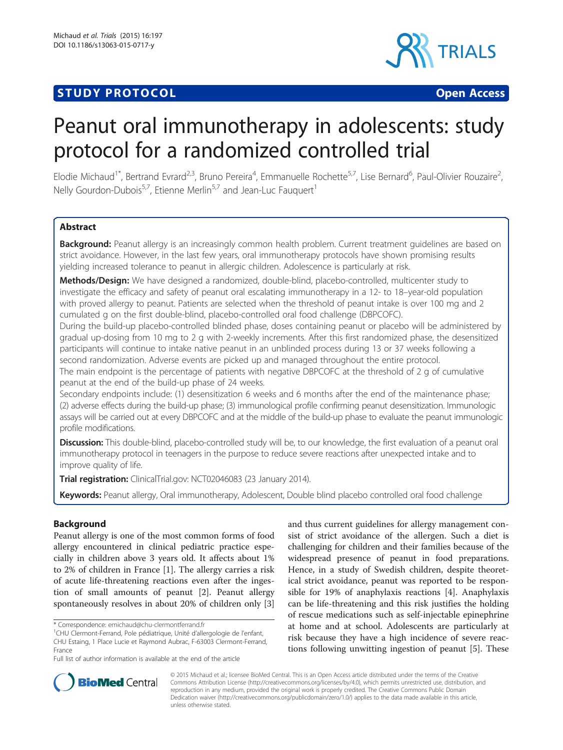**STUDY PROTOCOL** **Open Access**

# Peanut oral immunotherapy in adolescents: study protocol for a randomized controlled trial

Elodie Michaud[1*], Bertrand Evrard[2,3], Bruno Pereira[4], Emmanuelle Rochette[5,7], Lise Bernard[6], Paul-Olivier Rouzaire[2], Nelly Gourdon-Dubois[5,7], Etienne Merlin[5,7] and Jean-Luc Fauquert[1]

## Abstract

**Background:** Peanut allergy is an increasingly common health problem. Current treatment guidelines are based on strict avoidance. However, in the last few years, oral immunotherapy protocols have shown promising results yielding increased tolerance to peanut in allergic children. Adolescence is particularly at risk.

**Methods/Design:** We have designed a randomized, double-blind, placebo-controlled, multicenter study to investigate the efficacy and safety of peanut oral escalating immunotherapy in a 12- to 18–year-old population with proved allergy to peanut. Patients are selected when the threshold of peanut intake is over 100 mg and 2 cumulated g on the first double-blind, placebo-controlled oral food challenge (DBPCOFC).

During the build-up placebo-controlled blinded phase, doses containing peanut or placebo will be administered by gradual up-dosing from 10 mg to 2 g with 2-weekly increments. After this first randomized phase, the desensitized participants will continue to intake native peanut in an unblinded process during 13 or 37 weeks following a second randomization. Adverse events are picked up and managed throughout the entire protocol.

The main endpoint is the percentage of patients with negative DBPCOFC at the threshold of 2 g of cumulative peanut at the end of the build-up phase of 24 weeks.

Secondary endpoints include: (1) desensitization 6 weeks and 6 months after the end of the maintenance phase; (2) adverse effects during the build-up phase; (3) immunological profile confirming peanut desensitization. Immunologic assays will be carried out at every DBPCOFC and at the middle of the build-up phase to evaluate the peanut immunologic profile modifications.

**Discussion:** This double-blind, placebo-controlled study will be, to our knowledge, the first evaluation of a peanut oral immunotherapy protocol in teenagers in the purpose to reduce severe reactions after unexpected intake and to improve quality of life.

**Trial registration:** ClinicalTrial.gov: NCT02046083 (23 January 2014).

**Keywords:** Peanut allergy, Oral immunotherapy, Adolescent, Double blind placebo controlled oral food challenge

## Background

Peanut allergy is one of the most common forms of food allergy encountered in clinical pediatric practice especially in children above 3 years old. It affects about 1% to 2% of children in France [1]. The allergy carries a risk of acute life-threatening reactions even after the ingestion of small amounts of peanut [2]. Peanut allergy spontaneously resolves in about 20% of children only [3] and thus current guidelines for allergy management consist of strict avoidance of the allergen. Such a diet is challenging for children and their families because of the widespread presence of peanut in food preparations. Hence, in a study of Swedish children, despite theoretical strict avoidance, peanut was reported to be responsible for 19% of anaphylaxis reactions [4]. Anaphylaxis can be life-threatening and this risk justifies the holding of rescue medications such as self-injectable epinephrine at home and at school. Adolescents are particularly at risk because they have a high incidence of severe reactions following unwitting ingestion of peanut [5]. These

\* Correspondence: emichaud@chu-clermontferrand.fr
[1]CHU Clermont-Ferrand, Pole pédiatrique, Unité d'allergologie de l'enfant, CHU Estaing, 1 Place Lucie et Raymond Aubrac, F-63003 Clermont-Ferrand, France

Full list of author information is available at the end of the article

© 2015 Michaud et al.; licensee BioMed Central. This is an Open Access article distributed under the terms of the Creative Commons Attribution License (http://creativecommons.org/licenses/by/4.0), which permits unrestricted use, distribution, and reproduction in any medium, provided the original work is properly credited. The Creative Commons Public Domain Dedication waiver (http://creativecommons.org/publicdomain/zero/1.0/) applies to the data made available in this article, unless otherwise stated.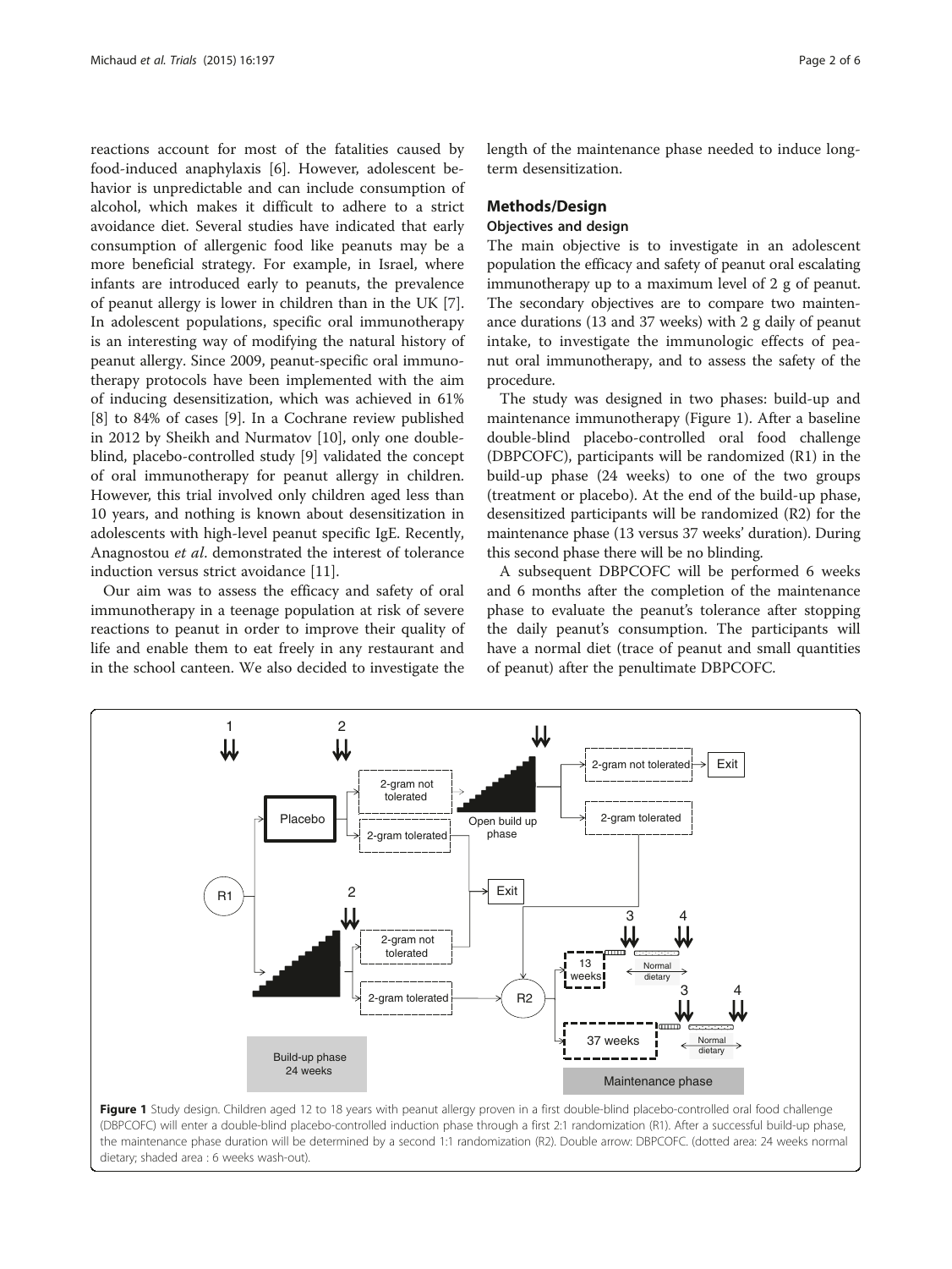reactions account for most of the fatalities caused by food-induced anaphylaxis [6]. However, adolescent behavior is unpredictable and can include consumption of alcohol, which makes it difficult to adhere to a strict avoidance diet. Several studies have indicated that early consumption of allergenic food like peanuts may be a more beneficial strategy. For example, in Israel, where infants are introduced early to peanuts, the prevalence of peanut allergy is lower in children than in the UK [7]. In adolescent populations, specific oral immunotherapy is an interesting way of modifying the natural history of peanut allergy. Since 2009, peanut-specific oral immunotherapy protocols have been implemented with the aim of inducing desensitization, which was achieved in 61% [8] to 84% of cases [9]. In a Cochrane review published in 2012 by Sheikh and Nurmatov [10], only one double-blind, placebo-controlled study [9] validated the concept of oral immunotherapy for peanut allergy in children. However, this trial involved only children aged less than 10 years, and nothing is known about desensitization in adolescents with high-level peanut specific IgE. Recently, Anagnostou *et al*. demonstrated the interest of tolerance induction versus strict avoidance [11].

Our aim was to assess the efficacy and safety of oral immunotherapy in a teenage population at risk of severe reactions to peanut in order to improve their quality of life and enable them to eat freely in any restaurant and in the school canteen. We also decided to investigate the length of the maintenance phase needed to induce long-term desensitization.

## Methods/Design

### Objectives and design

The main objective is to investigate in an adolescent population the efficacy and safety of peanut oral escalating immunotherapy up to a maximum level of 2 g of peanut. The secondary objectives are to compare two maintenance durations (13 and 37 weeks) with 2 g daily of peanut intake, to investigate the immunologic effects of peanut oral immunotherapy, and to assess the safety of the procedure.

The study was designed in two phases: build-up and maintenance immunotherapy (Figure 1). After a baseline double-blind placebo-controlled oral food challenge (DBPCOFC), participants will be randomized (R1) in the build-up phase (24 weeks) to one of the two groups (treatment or placebo). At the end of the build-up phase, desensitized participants will be randomized (R2) for the maintenance phase (13 versus 37 weeks' duration). During this second phase there will be no blinding.

A subsequent DBPCOFC will be performed 6 weeks and 6 months after the completion of the maintenance phase to evaluate the peanut's tolerance after stopping the daily peanut's consumption. The participants will have a normal diet (trace of peanut and small quantities of peanut) after the penultimate DBPCOFC.

**Figure 1** Study design. Children aged 12 to 18 years with peanut allergy proven in a first double-blind placebo-controlled oral food challenge (DBPCOFC) will enter a double-blind placebo-controlled induction phase through a first 2:1 randomization (R1). After a successful build-up phase, the maintenance phase duration will be determined by a second 1:1 randomization (R2). Double arrow: DBPCOFC. (dotted area: 24 weeks normal dietary; shaded area : 6 weeks wash-out).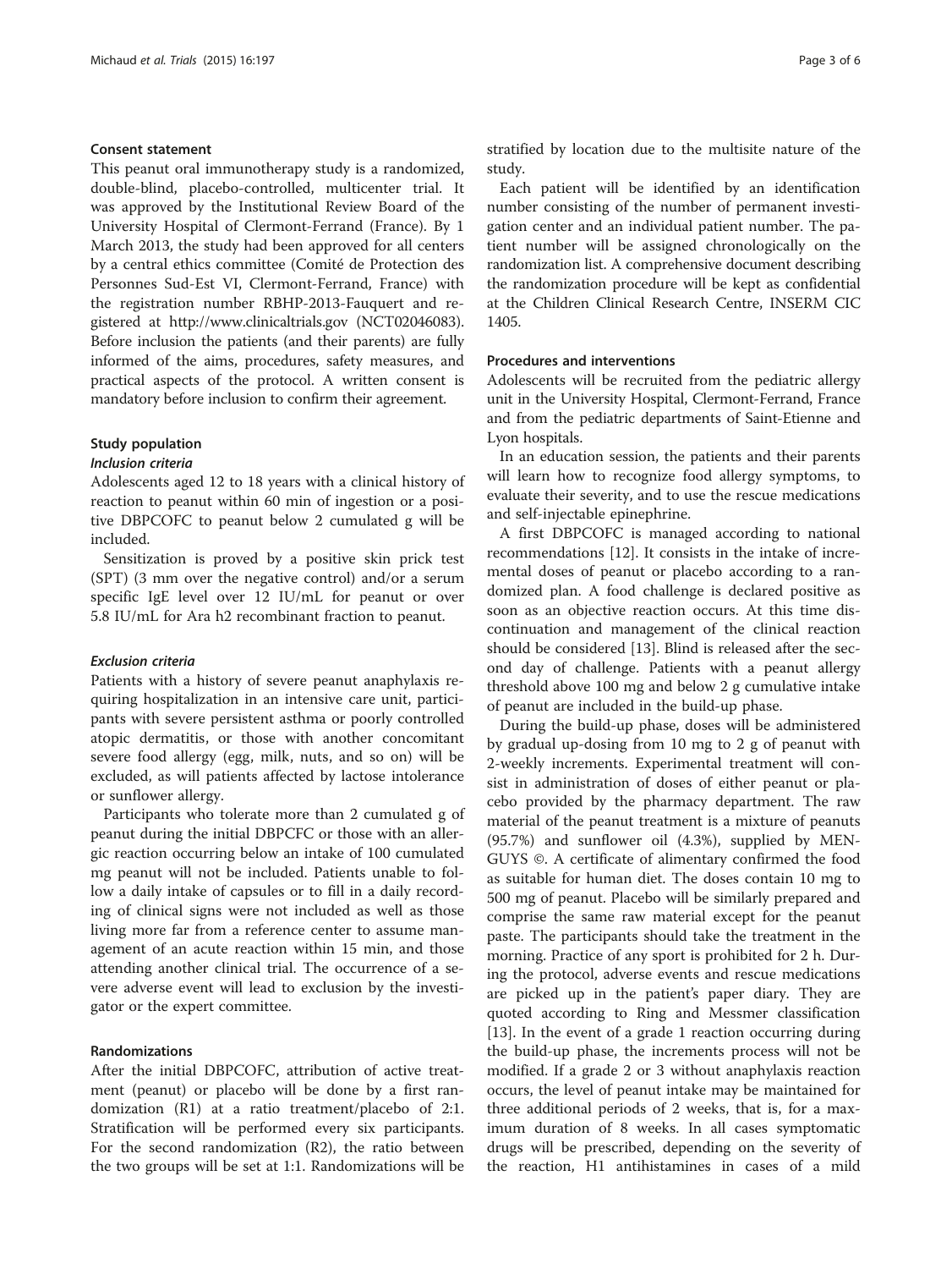### Consent statement

This peanut oral immunotherapy study is a randomized, double-blind, placebo-controlled, multicenter trial. It was approved by the Institutional Review Board of the University Hospital of Clermont-Ferrand (France). By 1 March 2013, the study had been approved for all centers by a central ethics committee (Comité de Protection des Personnes Sud-Est VI, Clermont-Ferrand, France) with the registration number RBHP-2013-Fauquert and registered at http://www.clinicaltrials.gov (NCT02046083). Before inclusion the patients (and their parents) are fully informed of the aims, procedures, safety measures, and practical aspects of the protocol. A written consent is mandatory before inclusion to confirm their agreement.

### Study population

#### *Inclusion criteria*

Adolescents aged 12 to 18 years with a clinical history of reaction to peanut within 60 min of ingestion or a positive DBPCOFC to peanut below 2 cumulated g will be included.

Sensitization is proved by a positive skin prick test (SPT) (3 mm over the negative control) and/or a serum specific IgE level over 12 IU/mL for peanut or over 5.8 IU/mL for Ara h2 recombinant fraction to peanut.

#### *Exclusion criteria*

Patients with a history of severe peanut anaphylaxis requiring hospitalization in an intensive care unit, participants with severe persistent asthma or poorly controlled atopic dermatitis, or those with another concomitant severe food allergy (egg, milk, nuts, and so on) will be excluded, as will patients affected by lactose intolerance or sunflower allergy.

Participants who tolerate more than 2 cumulated g of peanut during the initial DBPCFC or those with an allergic reaction occurring below an intake of 100 cumulated mg peanut will not be included. Patients unable to follow a daily intake of capsules or to fill in a daily recording of clinical signs were not included as well as those living more far from a reference center to assume management of an acute reaction within 15 min, and those attending another clinical trial. The occurrence of a severe adverse event will lead to exclusion by the investigator or the expert committee.

### Randomizations

After the initial DBPCOFC, attribution of active treatment (peanut) or placebo will be done by a first randomization (R1) at a ratio treatment/placebo of 2:1. Stratification will be performed every six participants. For the second randomization (R2), the ratio between the two groups will be set at 1:1. Randomizations will be stratified by location due to the multisite nature of the study.

Each patient will be identified by an identification number consisting of the number of permanent investigation center and an individual patient number. The patient number will be assigned chronologically on the randomization list. A comprehensive document describing the randomization procedure will be kept as confidential at the Children Clinical Research Centre, INSERM CIC 1405.

### Procedures and interventions

Adolescents will be recruited from the pediatric allergy unit in the University Hospital, Clermont-Ferrand, France and from the pediatric departments of Saint-Etienne and Lyon hospitals.

In an education session, the patients and their parents will learn how to recognize food allergy symptoms, to evaluate their severity, and to use the rescue medications and self-injectable epinephrine.

A first DBPCOFC is managed according to national recommendations [12]. It consists in the intake of incremental doses of peanut or placebo according to a randomized plan. A food challenge is declared positive as soon as an objective reaction occurs. At this time discontinuation and management of the clinical reaction should be considered [13]. Blind is released after the second day of challenge. Patients with a peanut allergy threshold above 100 mg and below 2 g cumulative intake of peanut are included in the build-up phase.

During the build-up phase, doses will be administered by gradual up-dosing from 10 mg to 2 g of peanut with 2-weekly increments. Experimental treatment will consist in administration of doses of either peanut or placebo provided by the pharmacy department. The raw material of the peanut treatment is a mixture of peanuts (95.7%) and sunflower oil (4.3%), supplied by MENGUYS ©. A certificate of alimentary confirmed the food as suitable for human diet. The doses contain 10 mg to 500 mg of peanut. Placebo will be similarly prepared and comprise the same raw material except for the peanut paste. The participants should take the treatment in the morning. Practice of any sport is prohibited for 2 h. During the protocol, adverse events and rescue medications are picked up in the patient's paper diary. They are quoted according to Ring and Messmer classification [13]. In the event of a grade 1 reaction occurring during the build-up phase, the increments process will not be modified. If a grade 2 or 3 without anaphylaxis reaction occurs, the level of peanut intake may be maintained for three additional periods of 2 weeks, that is, for a maximum duration of 8 weeks. In all cases symptomatic drugs will be prescribed, depending on the severity of the reaction, H1 antihistamines in cases of a mild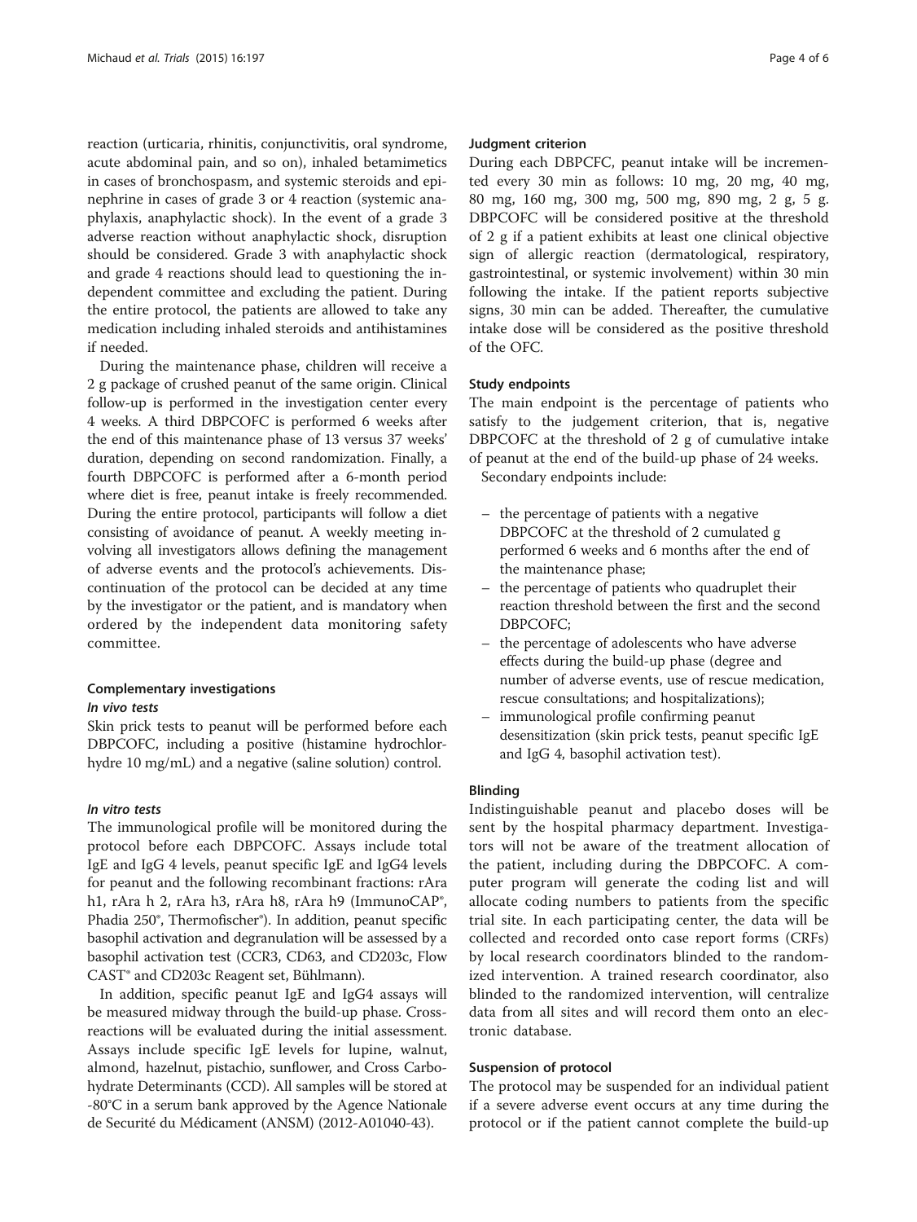reaction (urticaria, rhinitis, conjunctivitis, oral syndrome, acute abdominal pain, and so on), inhaled betamimetics in cases of bronchospasm, and systemic steroids and epinephrine in cases of grade 3 or 4 reaction (systemic anaphylaxis, anaphylactic shock). In the event of a grade 3 adverse reaction without anaphylactic shock, disruption should be considered. Grade 3 with anaphylactic shock and grade 4 reactions should lead to questioning the independent committee and excluding the patient. During the entire protocol, the patients are allowed to take any medication including inhaled steroids and antihistamines if needed.

During the maintenance phase, children will receive a 2 g package of crushed peanut of the same origin. Clinical follow-up is performed in the investigation center every 4 weeks. A third DBPCOFC is performed 6 weeks after the end of this maintenance phase of 13 versus 37 weeks' duration, depending on second randomization. Finally, a fourth DBPCOFC is performed after a 6-month period where diet is free, peanut intake is freely recommended. During the entire protocol, participants will follow a diet consisting of avoidance of peanut. A weekly meeting involving all investigators allows defining the management of adverse events and the protocol's achievements. Discontinuation of the protocol can be decided at any time by the investigator or the patient, and is mandatory when ordered by the independent data monitoring safety committee.

### Complementary investigations

#### *In vivo tests*

Skin prick tests to peanut will be performed before each DBPCOFC, including a positive (histamine hydrochlorhydre 10 mg/mL) and a negative (saline solution) control.

#### *In vitro tests*

The immunological profile will be monitored during the protocol before each DBPCOFC. Assays include total IgE and IgG 4 levels, peanut specific IgE and IgG4 levels for peanut and the following recombinant fractions: rAra h1, rAra h 2, rAra h3, rAra h8, rAra h9 (ImmunoCAP®, Phadia 250®, Thermofischer®). In addition, peanut specific basophil activation and degranulation will be assessed by a basophil activation test (CCR3, CD63, and CD203c, Flow CAST® and CD203c Reagent set, Bühlmann).

In addition, specific peanut IgE and IgG4 assays will be measured midway through the build-up phase. Cross-reactions will be evaluated during the initial assessment. Assays include specific IgE levels for lupine, walnut, almond, hazelnut, pistachio, sunflower, and Cross Carbohydrate Determinants (CCD). All samples will be stored at -80°C in a serum bank approved by the Agence Nationale de Securité du Médicament (ANSM) (2012-A01040-43).

### Judgment criterion

During each DBPCFC, peanut intake will be incremented every 30 min as follows: 10 mg, 20 mg, 40 mg, 80 mg, 160 mg, 300 mg, 500 mg, 890 mg, 2 g, 5 g. DBPCOFC will be considered positive at the threshold of 2 g if a patient exhibits at least one clinical objective sign of allergic reaction (dermatological, respiratory, gastrointestinal, or systemic involvement) within 30 min following the intake. If the patient reports subjective signs, 30 min can be added. Thereafter, the cumulative intake dose will be considered as the positive threshold of the OFC.

### Study endpoints

The main endpoint is the percentage of patients who satisfy to the judgement criterion, that is, negative DBPCOFC at the threshold of 2 g of cumulative intake of peanut at the end of the build-up phase of 24 weeks.

Secondary endpoints include:

- the percentage of patients with a negative DBPCOFC at the threshold of 2 cumulated g performed 6 weeks and 6 months after the end of the maintenance phase;
- the percentage of patients who quadruplet their reaction threshold between the first and the second DBPCOFC;
- the percentage of adolescents who have adverse effects during the build-up phase (degree and number of adverse events, use of rescue medication, rescue consultations; and hospitalizations);
- immunological profile confirming peanut desensitization (skin prick tests, peanut specific IgE and IgG 4, basophil activation test).

### Blinding

Indistinguishable peanut and placebo doses will be sent by the hospital pharmacy department. Investigators will not be aware of the treatment allocation of the patient, including during the DBPCOFC. A computer program will generate the coding list and will allocate coding numbers to patients from the specific trial site. In each participating center, the data will be collected and recorded onto case report forms (CRFs) by local research coordinators blinded to the randomized intervention. A trained research coordinator, also blinded to the randomized intervention, will centralize data from all sites and will record them onto an electronic database.

### Suspension of protocol

The protocol may be suspended for an individual patient if a severe adverse event occurs at any time during the protocol or if the patient cannot complete the build-up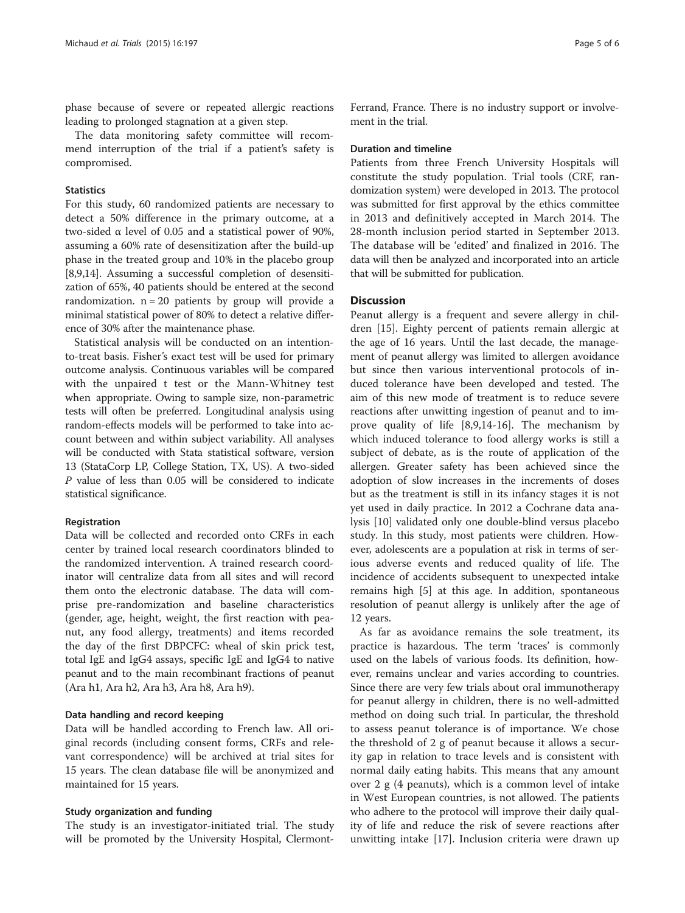phase because of severe or repeated allergic reactions leading to prolonged stagnation at a given step.

The data monitoring safety committee will recommend interruption of the trial if a patient's safety is compromised.

### Statistics

For this study, 60 randomized patients are necessary to detect a 50% difference in the primary outcome, at a two-sided $\alpha$ level of 0.05 and a statistical power of 90%, assuming a 60% rate of desensitization after the build-up phase in the treated group and 10% in the placebo group [8,9,14]. Assuming a successful completion of desensitization of 65%, 40 patients should be entered at the second randomization. $n = 20$ patients by group will provide a minimal statistical power of 80% to detect a relative difference of 30% after the maintenance phase.

Statistical analysis will be conducted on an intention-to-treat basis. Fisher's exact test will be used for primary outcome analysis. Continuous variables will be compared with the unpaired t test or the Mann-Whitney test when appropriate. Owing to sample size, non-parametric tests will often be preferred. Longitudinal analysis using random-effects models will be performed to take into account between and within subject variability. All analyses will be conducted with Stata statistical software, version 13 (StataCorp LP, College Station, TX, US). A two-sided $P$ value of less than 0.05 will be considered to indicate statistical significance.

### Registration

Data will be collected and recorded onto CRFs in each center by trained local research coordinators blinded to the randomized intervention. A trained research coordinator will centralize data from all sites and will record them onto the electronic database. The data will comprise pre-randomization and baseline characteristics (gender, age, height, weight, the first reaction with peanut, any food allergy, treatments) and items recorded the day of the first DBPCFC: wheal of skin prick test, total IgE and IgG4 assays, specific IgE and IgG4 to native peanut and to the main recombinant fractions of peanut (Ara h1, Ara h2, Ara h3, Ara h8, Ara h9).

### Data handling and record keeping

Data will be handled according to French law. All original records (including consent forms, CRFs and relevant correspondence) will be archived at trial sites for 15 years. The clean database file will be anonymized and maintained for 15 years.

### Study organization and funding

The study is an investigator-initiated trial. The study will be promoted by the University Hospital, Clermont-Ferrand, France. There is no industry support or involvement in the trial.

### Duration and timeline

Patients from three French University Hospitals will constitute the study population. Trial tools (CRF, randomization system) were developed in 2013. The protocol was submitted for first approval by the ethics committee in 2013 and definitively accepted in March 2014. The 28-month inclusion period started in September 2013. The database will be 'edited' and finalized in 2016. The data will then be analyzed and incorporated into an article that will be submitted for publication.

## Discussion

Peanut allergy is a frequent and severe allergy in children [15]. Eighty percent of patients remain allergic at the age of 16 years. Until the last decade, the management of peanut allergy was limited to allergen avoidance but since then various interventional protocols of induced tolerance have been developed and tested. The aim of this new mode of treatment is to reduce severe reactions after unwitting ingestion of peanut and to improve quality of life [8,9,14-16]. The mechanism by which induced tolerance to food allergy works is still a subject of debate, as is the route of application of the allergen. Greater safety has been achieved since the adoption of slow increases in the increments of doses but as the treatment is still in its infancy stages it is not yet used in daily practice. In 2012 a Cochrane data analysis [10] validated only one double-blind versus placebo study. In this study, most patients were children. However, adolescents are a population at risk in terms of serious adverse events and reduced quality of life. The incidence of accidents subsequent to unexpected intake remains high [5] at this age. In addition, spontaneous resolution of peanut allergy is unlikely after the age of 12 years.

As far as avoidance remains the sole treatment, its practice is hazardous. The term 'traces' is commonly used on the labels of various foods. Its definition, however, remains unclear and varies according to countries. Since there are very few trials about oral immunotherapy for peanut allergy in children, there is no well-admitted method on doing such trial. In particular, the threshold to assess peanut tolerance is of importance. We chose the threshold of 2 g of peanut because it allows a security gap in relation to trace levels and is consistent with normal daily eating habits. This means that any amount over 2 g (4 peanuts), which is a common level of intake in West European countries, is not allowed. The patients who adhere to the protocol will improve their daily quality of life and reduce the risk of severe reactions after unwitting intake [17]. Inclusion criteria were drawn up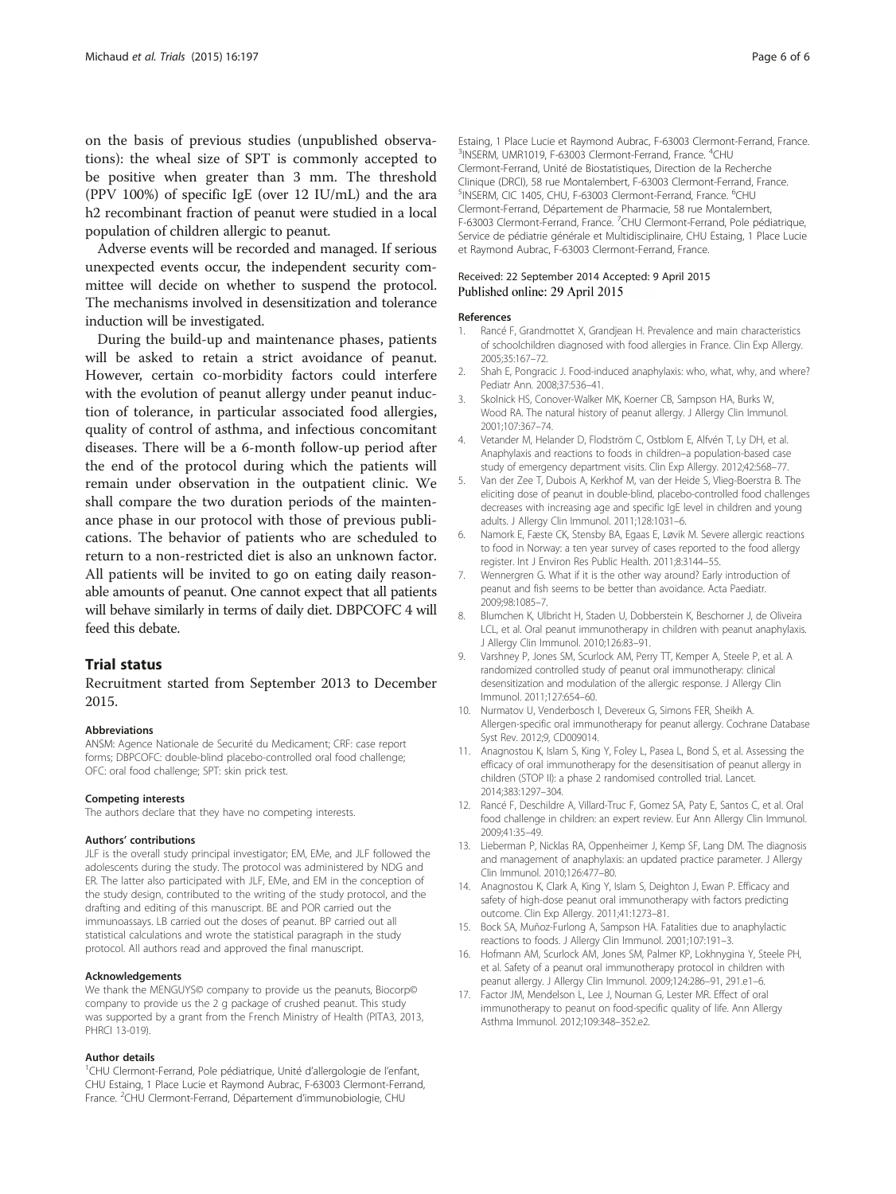on the basis of previous studies (unpublished observations): the wheal size of SPT is commonly accepted to be positive when greater than 3 mm. The threshold (PPV 100%) of specific IgE (over 12 IU/mL) and the ara h2 recombinant fraction of peanut were studied in a local population of children allergic to peanut.

Adverse events will be recorded and managed. If serious unexpected events occur, the independent security committee will decide on whether to suspend the protocol. The mechanisms involved in desensitization and tolerance induction will be investigated.

During the build-up and maintenance phases, patients will be asked to retain a strict avoidance of peanut. However, certain co-morbidity factors could interfere with the evolution of peanut allergy under peanut induction of tolerance, in particular associated food allergies, quality of control of asthma, and infectious concomitant diseases. There will be a 6-month follow-up period after the end of the protocol during which the patients will remain under observation in the outpatient clinic. We shall compare the two duration periods of the maintenance phase in our protocol with those of previous publications. The behavior of patients who are scheduled to return to a non-restricted diet is also an unknown factor. All patients will be invited to go on eating daily reasonable amounts of peanut. One cannot expect that all patients will behave similarly in terms of daily diet. DBPCOFC 4 will feed this debate.

## Trial status

Recruitment started from September 2013 to December 2015.

#### Abbreviations

ANSM: Agence Nationale de Securité du Medicament; CRF: case report forms; DBPCOFC: double-blind placebo-controlled oral food challenge; OFC: oral food challenge; SPT: skin prick test.

#### Competing interests

The authors declare that they have no competing interests.

#### Authors' contributions

JLF is the overall study principal investigator; EM, EMe, and JLF followed the adolescents during the study. The protocol was administered by NDG and ER. The latter also participated with JLF, EMe, and EM in the conception of the study design, contributed to the writing of the study protocol, and the drafting and editing of this manuscript. BE and POR carried out the immunoassays. LB carried out the doses of peanut. BP carried out all statistical calculations and wrote the statistical paragraph in the study protocol. All authors read and approved the final manuscript.

#### Acknowledgements

We thank the MENGUYS© company to provide us the peanuts, Biocorp© company to provide us the 2 g package of crushed peanut. This study was supported by a grant from the French Ministry of Health (PITA3, 2013, PHRCI 13-019).

#### Author details

[1]CHU Clermont-Ferrand, Pole pédiatrique, Unité d'allergologie de l'enfant, CHU Estaing, 1 Place Lucie et Raymond Aubrac, F-63003 Clermont-Ferrand, France. [2]CHU Clermont-Ferrand, Département d'immunobiologie, CHU Estaing, 1 Place Lucie et Raymond Aubrac, F-63003 Clermont-Ferrand, France. [3]INSERM, UMR1019, F-63003 Clermont-Ferrand, France. [4]CHU Clermont-Ferrand, Unité de Biostatistiques, Direction de la Recherche Clinique (DRCI), 58 rue Montalembert, F-63003 Clermont-Ferrand, France. [5]INSERM, CIC 1405, CHU, F-63003 Clermont-Ferrand, France. [6]CHU Clermont-Ferrand, Département de Pharmacie, 58 rue Montalembert, F-63003 Clermont-Ferrand, France. [7]CHU Clermont-Ferrand, Pole pédiatrique, Service de pédiatrie générale et Multidisciplinaire, CHU Estaing, 1 Place Lucie et Raymond Aubrac, F-63003 Clermont-Ferrand, France.

Received: 22 September 2014 Accepted: 9 April 2015
Published online: 29 April 2015

#### References

1. Rancé F, Grandmottet X, Grandjean H. Prevalence and main characteristics of schoolchildren diagnosed with food allergies in France. Clin Exp Allergy. 2005;35:167–72.
2. Shah E, Pongracic J. Food-induced anaphylaxis: who, what, why, and where? Pediatr Ann. 2008;37:536–41.
3. Skolnick HS, Conover-Walker MK, Koerner CB, Sampson HA, Burks W, Wood RA. The natural history of peanut allergy. J Allergy Clin Immunol. 2001;107:367–74.
4. Vetander M, Helander D, Flodström C, Ostblom E, Alfvén T, Ly DH, et al. Anaphylaxis and reactions to foods in children–a population-based case study of emergency department visits. Clin Exp Allergy. 2012;42:568–77.
5. Van der Zee T, Dubois A, Kerkhof M, van der Heide S, Vlieg-Boerstra B. The eliciting dose of peanut in double-blind, placebo-controlled food challenges decreases with increasing age and specific IgE level in children and young adults. J Allergy Clin Immunol. 2011;128:1031–6.
6. Namork E, Fæste CK, Stensby BA, Egaas E, Løvik M. Severe allergic reactions to food in Norway: a ten year survey of cases reported to the food allergy register. Int J Environ Res Public Health. 2011;8:3144–55.
7. Wennergren G. What if it is the other way around? Early introduction of peanut and fish seems to be better than avoidance. Acta Paediatr. 2009;98:1085–7.
8. Blumchen K, Ulbricht H, Staden U, Dobberstein K, Beschorner J, de Oliveira LCL, et al. Oral peanut immunotherapy in children with peanut anaphylaxis. J Allergy Clin Immunol. 2010;126:83–91.
9. Varshney P, Jones SM, Scurlock AM, Perry TT, Kemper A, Steele P, et al. A randomized controlled study of peanut oral immunotherapy: clinical desensitization and modulation of the allergic response. J Allergy Clin Immunol. 2011;127:654–60.
10. Nurmatov U, Venderbosch I, Devereux G, Simons FER, Sheikh A. Allergen-specific oral immunotherapy for peanut allergy. Cochrane Database Syst Rev. 2012;9, CD009014.
11. Anagnostou K, Islam S, King Y, Foley L, Pasea L, Bond S, et al. Assessing the efficacy of oral immunotherapy for the desensitisation of peanut allergy in children (STOP II): a phase 2 randomised controlled trial. Lancet. 2014;383:1297–304.
12. Rancé F, Deschildre A, Villard-Truc F, Gomez SA, Paty E, Santos C, et al. Oral food challenge in children: an expert review. Eur Ann Allergy Clin Immunol. 2009;41:35–49.
13. Lieberman P, Nicklas RA, Oppenheimer J, Kemp SF, Lang DM. The diagnosis and management of anaphylaxis: an updated practice parameter. J Allergy Clin Immunol. 2010;126:477–80.
14. Anagnostou K, Clark A, King Y, Islam S, Deighton J, Ewan P. Efficacy and safety of high-dose peanut oral immunotherapy with factors predicting outcome. Clin Exp Allergy. 2011;41:1273–81.
15. Bock SA, Muñoz-Furlong A, Sampson HA. Fatalities due to anaphylactic reactions to foods. J Allergy Clin Immunol. 2001;107:191–3.
16. Hofmann AM, Scurlock AM, Jones SM, Palmer KP, Lokhnygina Y, Steele PH, et al. Safety of a peanut oral immunotherapy protocol in children with peanut allergy. J Allergy Clin Immunol. 2009;124:286–91, 291.e1–6.
17. Factor JM, Mendelson L, Lee J, Nouman G, Lester MR. Effect of oral immunotherapy to peanut on food-specific quality of life. Ann Allergy Asthma Immunol. 2012;109:348–352.e2.